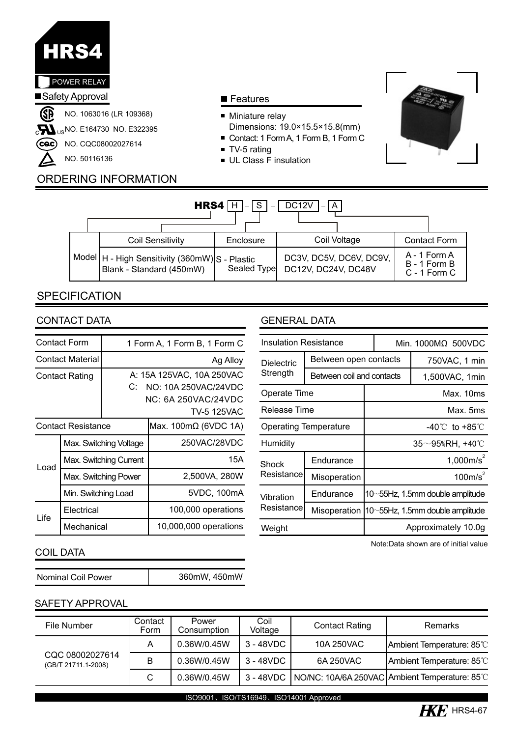# HRS4

POWER RELAY

## Safety Approval

NO. 1063016 (LR 109368)

NO. E164730 NO. E322395

NO. CQC08002027614

NO. 50116136

## Features

- Miniature relay
  Dimensions: 19.0×15.5×15.8(mm)
- Contact: 1 Form A, 1 Form B, 1 Form C
- TV-5 rating
- UL Class F insulation

## ORDERING INFORMATION

**HRS4** H – S – DC12V – A

| Model | Coil Sensitivity | Enclosure | Coil Voltage | Contact Form |
|---|---|---|---|---|
| | H - High Sensitivity (360mW) Blank - Standard (450mW) | S - Plastic Sealed Type | DC3V, DC5V, DC6V, DC9V, DC12V, DC24V, DC48V | A - 1 Form A B - 1 Form B C - 1 Form C |

## SPECIFICATION

### CONTACT DATA

| Contact Form | | 1 Form A, 1 Form B, 1 Form C |
|---|---|---|
| Contact Material | | Ag Alloy |
| Contact Rating | | A: 15A 125VAC, 10A 250VAC C: NO: 10A 250VAC/24VDC NC: 6A 250VAC/24VDC TV-5 125VAC |
| Contact Resistance | | Max. 100mΩ (6VDC 1A) |
| Load | Max. Switching Voltage | 250VAC/28VDC |
| | Max. Switching Current | 15A |
| | Max. Switching Power | 2,500VA, 280W |
| | Min. Switching Load | 5VDC, 100mA |
| Life | Electrical | 100,000 operations |
| | Mechanical | 10,000,000 operations |

### COIL DATA

| Nominal Coil Power | 360mW, 450mW |
|---|---|

### GENERAL DATA

| Insulation Resistance | | Min. 1000MΩ 500VDC |
|---|---|---|
| Dielectric Strength | Between open contacts | 750VAC, 1 min |
| | Between coil and contacts | 1,500VAC, 1min |
| Operate Time | | Max. 10ms |
| Release Time | | Max. 5ms |
| Operating Temperature | | -40℃ to +85℃ |
| Humidity | | 35～95%RH, +40℃ |
| Shock Resistance | Endurance | 1,000m/s$^2$ |
| | Misoperation | 100m/s$^2$ |
| Vibration Resistance | Endurance | 10～55Hz, 1.5mm double amplitude |
| | Misoperation | 10～55Hz, 1.5mm double amplitude |
| Weight | | Approximately 10.0g |

Note:Data shown are of initial value

### SAFETY APPROVAL

| File Number | Contact Form | Power Consumption | Coil Voltage | Contact Rating | Remarks |
|---|---|---|---|---|---|
| CQC 08002027614 (GB/T 21711.1-2008) | A | 0.36W/0.45W | 3 - 48VDC | 10A 250VAC | Ambient Temperature: 85℃ |
| | B | 0.36W/0.45W | 3 - 48VDC | 6A 250VAC | Ambient Temperature: 85℃ |
| | C | 0.36W/0.45W | 3 - 48VDC | NO/NC: 10A/6A 250VAC | Ambient Temperature: 85℃ |

ISO9001、ISO/TS16949、ISO14001 Approved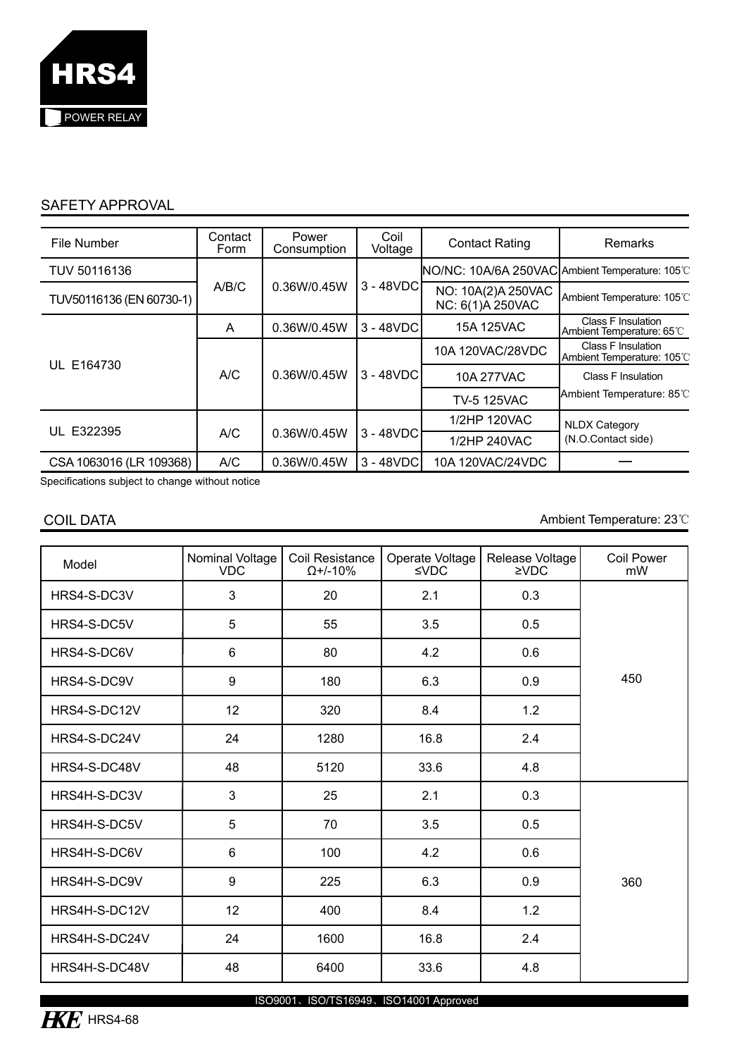# HRS4

POWER RELAY

## SAFETY APPROVAL

| File Number | Contact Form | Power Consumption | Coil Voltage | Contact Rating | Remarks |
|---|---|---|---|---|---|
| TUV 50116136 | A/B/C | 0.36W/0.45W | 3 - 48VDC | NO/NC: 10A/6A 250VAC | Ambient Temperature: 105℃ |
| TUV50116136 (EN 60730-1) | | | | NO: 10A(2)A 250VAC<br>NC: 6(1)A 250VAC | Ambient Temperature: 105℃ |
| UL E164730 | A | 0.36W/0.45W | 3 - 48VDC | 15A 125VAC | Class F Insulation<br>Ambient Temperature: 65℃ |
| | A/C | 0.36W/0.45W | 3 - 48VDC | 10A 120VAC/28VDC | Class F Insulation<br>Ambient Temperature: 105℃ |
| | | | | 10A 277VAC | Class F Insulation |
| | | | | TV-5 125VAC | Ambient Temperature: 85℃ |
| UL E322395 | A/C | 0.36W/0.45W | 3 - 48VDC | 1/2HP 120VAC | NLDX Category<br>(N.O.Contact side) |
| | | | | 1/2HP 240VAC | |
| CSA 1063016 (LR 109368) | A/C | 0.36W/0.45W | 3 - 48VDC | 10A 120VAC/24VDC | — |

Specifications subject to change without notice

## COIL DATA

Ambient Temperature: 23℃

| Model | Nominal Voltage VDC | Coil Resistance Ω+/-10% | Operate Voltage ≤VDC | Release Voltage ≥VDC | Coil Power mW |
|---|---|---|---|---|---|
| HRS4-S-DC3V | 3 | 20 | 2.1 | 0.3 | 450 |
| HRS4-S-DC5V | 5 | 55 | 3.5 | 0.5 | |
| HRS4-S-DC6V | 6 | 80 | 4.2 | 0.6 | |
| HRS4-S-DC9V | 9 | 180 | 6.3 | 0.9 | |
| HRS4-S-DC12V | 12 | 320 | 8.4 | 1.2 | |
| HRS4-S-DC24V | 24 | 1280 | 16.8 | 2.4 | |
| HRS4-S-DC48V | 48 | 5120 | 33.6 | 4.8 | |
| HRS4H-S-DC3V | 3 | 25 | 2.1 | 0.3 | 360 |
| HRS4H-S-DC5V | 5 | 70 | 3.5 | 0.5 | |
| HRS4H-S-DC6V | 6 | 100 | 4.2 | 0.6 | |
| HRS4H-S-DC9V | 9 | 225 | 6.3 | 0.9 | |
| HRS4H-S-DC12V | 12 | 400 | 8.4 | 1.2 | |
| HRS4H-S-DC24V | 24 | 1600 | 16.8 | 2.4 | |
| HRS4H-S-DC48V | 48 | 6400 | 33.6 | 4.8 | |

ISO9001、ISO/TS16949、ISO14001 Approved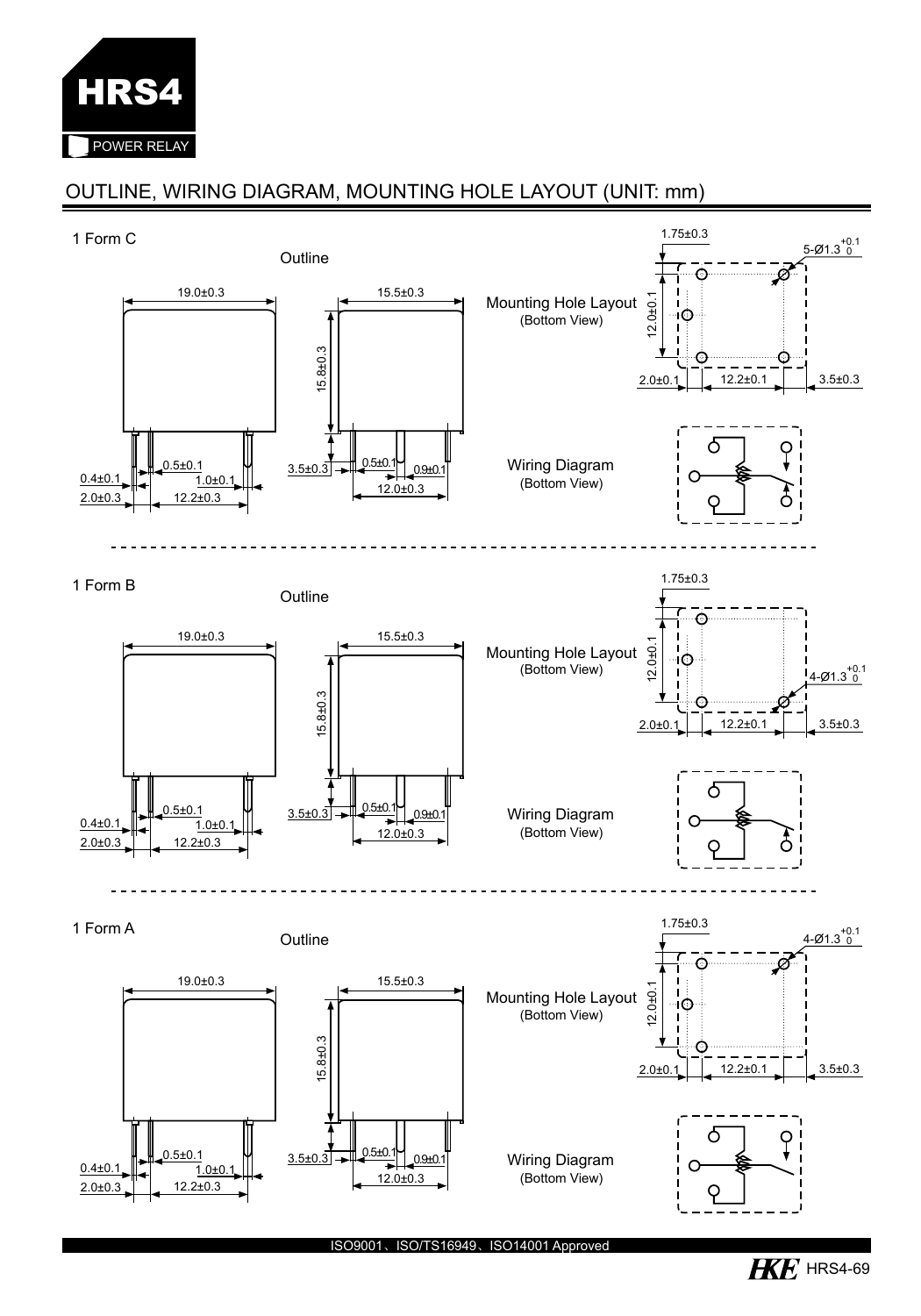## OUTLINE, WIRING DIAGRAM, MOUNTING HOLE LAYOUT (UNIT: mm)

### 1 Form C

Outline

19.0±0.3

15.5±0.3

15.8±0.3

0.4±0.1

0.5±0.1

1.0±0.1

2.0±0.3

12.2±0.3

3.5±0.3

0.5±0.1

0.9±0.1

12.0±0.3

Mounting Hole Layout
(Bottom View)

1.75±0.3

5-Ø1.3 $^{+0.1}_{0}$

12.0±0.1

2.0±0.1

12.2±0.1

3.5±0.3

Wiring Diagram
(Bottom View)

### 1 Form B

Outline

19.0±0.3

15.5±0.3

15.8±0.3

0.4±0.1

0.5±0.1

1.0±0.1

2.0±0.3

12.2±0.3

3.5±0.3

0.5±0.1

0.9±0.1

12.0±0.3

Mounting Hole Layout
(Bottom View)

1.75±0.3

4-Ø1.3 $^{+0.1}_{0}$

12.0±0.1

2.0±0.1

12.2±0.1

3.5±0.3

Wiring Diagram
(Bottom View)

### 1 Form A

Outline

19.0±0.3

15.5±0.3

15.8±0.3

0.4±0.1

0.5±0.1

1.0±0.1

2.0±0.3

12.2±0.3

3.5±0.3

0.5±0.1

0.9±0.1

12.0±0.3

Mounting Hole Layout
(Bottom View)

1.75±0.3

4-Ø1.3 $^{+0.1}_{0}$

12.0±0.1

2.0±0.1

12.2±0.1

3.5±0.3

Wiring Diagram
(Bottom View)

ISO9001、ISO/TS16949、ISO14001 Approved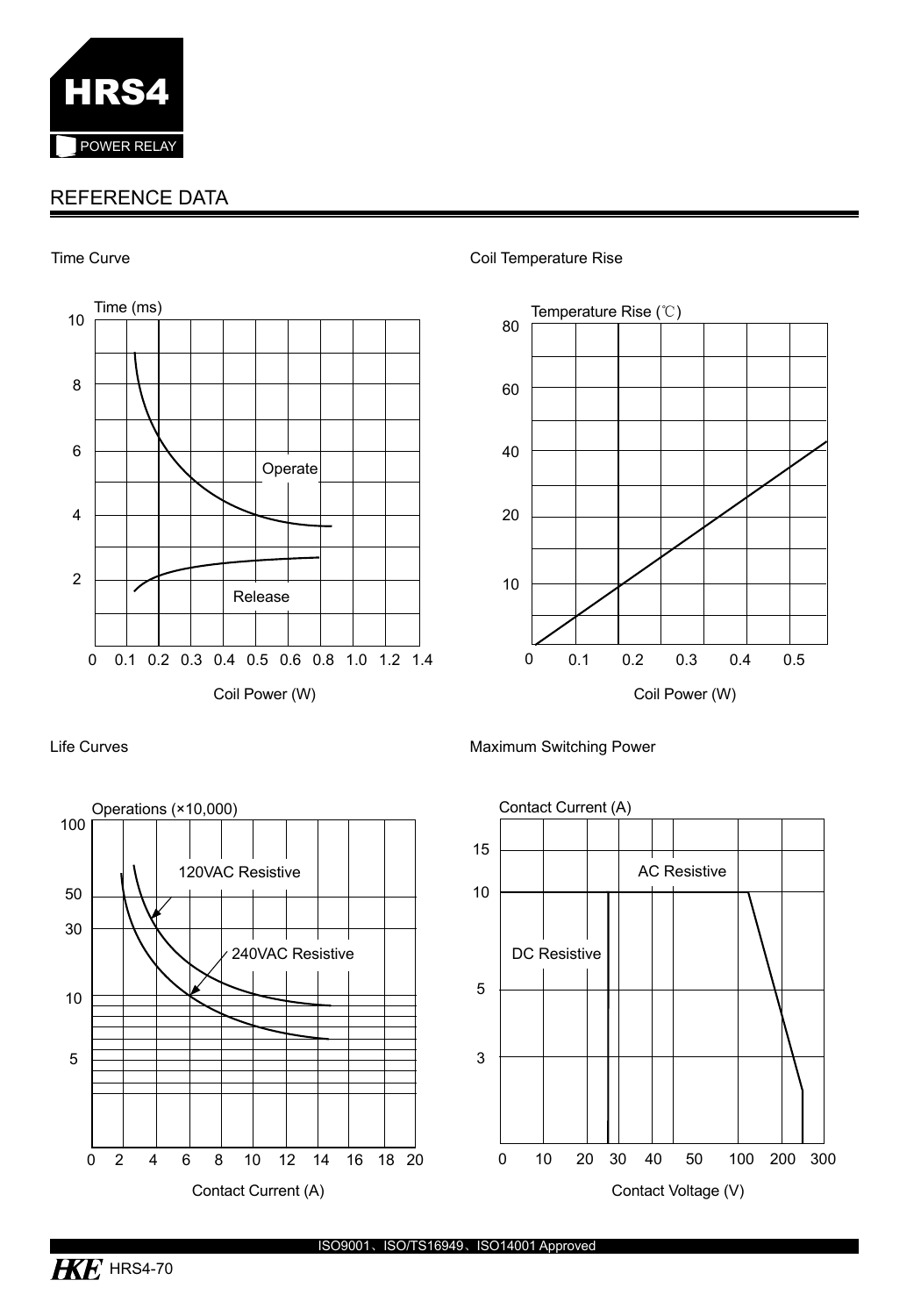HRS4

POWER RELAY

## REFERENCE DATA

### Time Curve

Time (ms)

10
8
6
4
2

0 0.1 0.2 0.3 0.4 0.5 0.6 0.8 1.0 1.2 1.4

Operate

Release

Coil Power (W)

### Coil Temperature Rise

Temperature Rise (℃)

80
60
40
20
10

0 0.1 0.2 0.3 0.4 0.5

Coil Power (W)

### Life Curves

Operations (×10,000)

100
50
30
10
5

0 2 4 6 8 10 12 14 16 18 20

120VAC Resistive

240VAC Resistive

Contact Current (A)

### Maximum Switching Power

Contact Current (A)

15
10
5
3

0 10 20 30 40 50 100 200 300

AC Resistive

DC Resistive

Contact Voltage (V)

ISO9001、ISO/TS16949、ISO14001 Approved

HKE HRS4-70